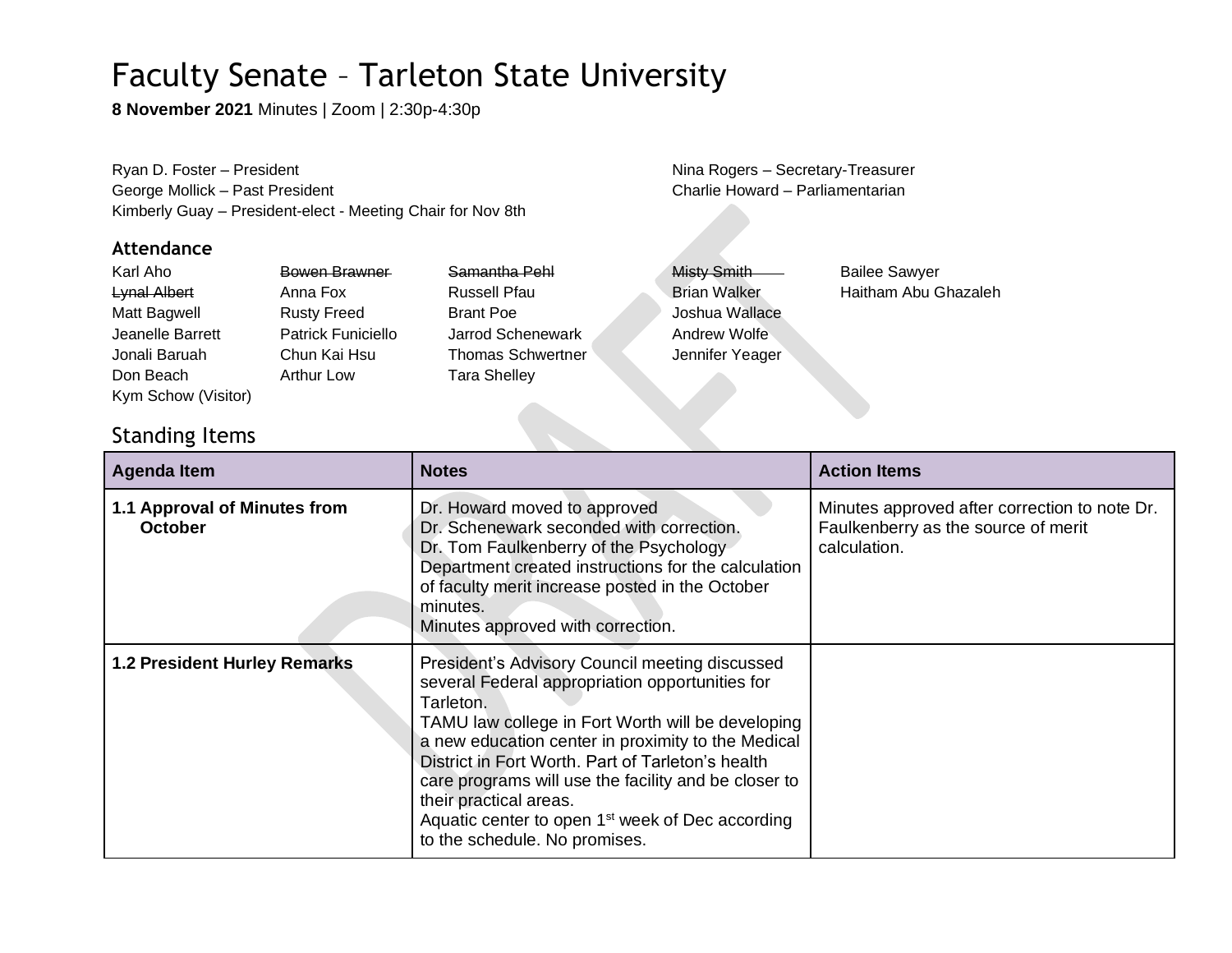# Faculty Senate – Tarleton State University

**8 November 2021** Minutes | Zoom | 2:30p-4:30p

Ryan D. Foster – President
George Mollick – Past President
Kimberly Guay – President-elect - Meeting Chair for Nov 8th

Nina Rogers – Secretary-Treasurer
Charlie Howard – Parliamentarian

### Attendance

| | | | | |
|---|---|---|---|---|
| Karl Aho | ~~Bowen Brawner~~ | ~~Samantha Pehl~~ | ~~Misty Smith~~ | Bailee Sawyer |
| ~~Lynal Albert~~ | Anna Fox | Russell Pfau | Brian Walker | Haitham Abu Ghazaleh |
| Matt Bagwell | Rusty Freed | Brant Poe | Joshua Wallace | |
| Jeanelle Barrett | Patrick Funiciello | Jarrod Schenewark | Andrew Wolfe | |
| Jonali Baruah | Chun Kai Hsu | Thomas Schwertner | Jennifer Yeager | |
| Don Beach | Arthur Low | Tara Shelley | | |
| Kym Schow (Visitor) | | | | |

## Standing Items

| Agenda Item | Notes | Action Items |
|---|---|---|
| **1.1 Approval of Minutes from October** | Dr. Howard moved to approved<br>Dr. Schenewark seconded with correction.<br>Dr. Tom Faulkenberry of the Psychology Department created instructions for the calculation of faculty merit increase posted in the October minutes.<br>Minutes approved with correction. | Minutes approved after correction to note Dr. Faulkenberry as the source of merit calculation. |
| **1.2 President Hurley Remarks** | President's Advisory Council meeting discussed several Federal appropriation opportunities for Tarleton.<br>TAMU law college in Fort Worth will be developing a new education center in proximity to the Medical District in Fort Worth. Part of Tarleton's health care programs will use the facility and be closer to their practical areas.<br>Aquatic center to open 1st week of Dec according to the schedule. No promises. | |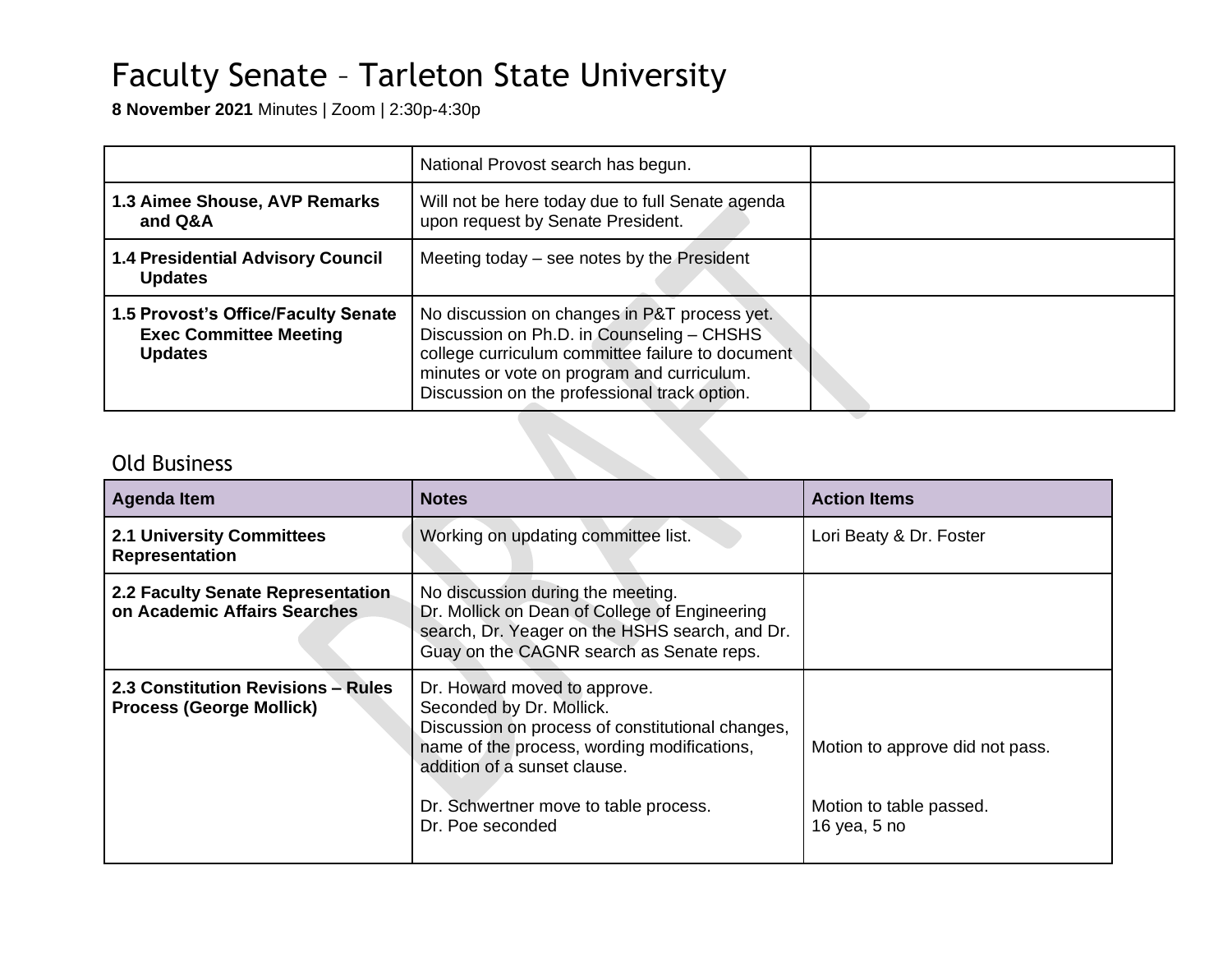# Faculty Senate – Tarleton State University

**8 November 2021** Minutes | Zoom | 2:30p-4:30p

| | | |
|---|---|---|
| | National Provost search has begun. | |
| **1.3 Aimee Shouse, AVP Remarks and Q&A** | Will not be here today due to full Senate agenda upon request by Senate President. | |
| **1.4 Presidential Advisory Council Updates** | Meeting today – see notes by the President | |
| **1.5 Provost's Office/Faculty Senate Exec Committee Meeting Updates** | No discussion on changes in P&T process yet. Discussion on Ph.D. in Counseling – CHSHS college curriculum committee failure to document minutes or vote on program and curriculum. Discussion on the professional track option. | |

## Old Business

| Agenda Item | Notes | Action Items |
|---|---|---|
| **2.1 University Committees Representation** | Working on updating committee list. | Lori Beaty & Dr. Foster |
| **2.2 Faculty Senate Representation on Academic Affairs Searches** | No discussion during the meeting.<br>Dr. Mollick on Dean of College of Engineering search, Dr. Yeager on the HSHS search, and Dr. Guay on the CAGNR search as Senate reps. | |
| **2.3 Constitution Revisions – Rules Process (George Mollick)** | Dr. Howard moved to approve.<br>Seconded by Dr. Mollick.<br>Discussion on process of constitutional changes, name of the process, wording modifications, addition of a sunset clause.<br><br>Dr. Schwertner move to table process.<br>Dr. Poe seconded | Motion to approve did not pass.<br><br>Motion to table passed.<br>16 yea, 5 no |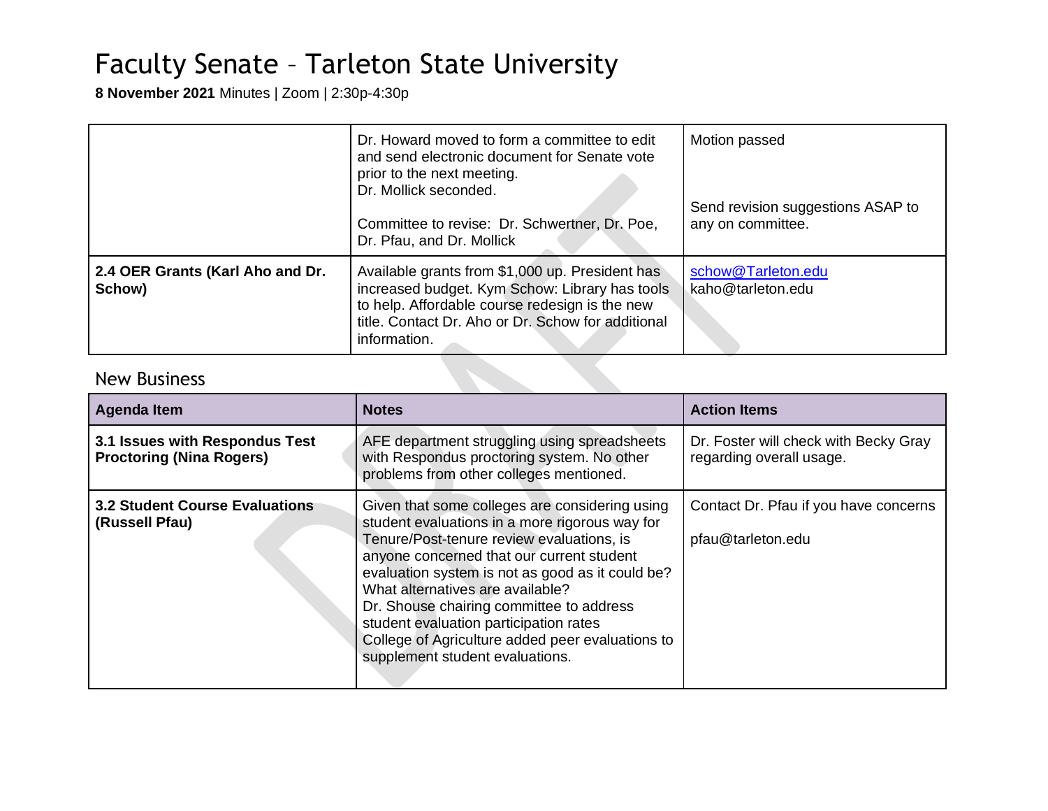# Faculty Senate – Tarleton State University

**8 November 2021** Minutes | Zoom | 2:30p-4:30p

| | | |
|---|---|---|
| | Dr. Howard moved to form a committee to edit and send electronic document for Senate vote prior to the next meeting.<br>Dr. Mollick seconded.<br><br>Committee to revise: Dr. Schwertner, Dr. Poe, Dr. Pfau, and Dr. Mollick | Motion passed<br><br><br>Send revision suggestions ASAP to any on committee. |
| **2.4 OER Grants (Karl Aho and Dr. Schow)** | Available grants from $1,000 up. President has increased budget. Kym Schow: Library has tools to help. Affordable course redesign is the new title. Contact Dr. Aho or Dr. Schow for additional information. | schow@Tarleton.edu<br>kaho@tarleton.edu |

## New Business

| Agenda Item | Notes | Action Items |
|---|---|---|
| **3.1 Issues with Respondus Test Proctoring (Nina Rogers)** | AFE department struggling using spreadsheets with Respondus proctoring system. No other problems from other colleges mentioned. | Dr. Foster will check with Becky Gray regarding overall usage. |
| **3.2 Student Course Evaluations (Russell Pfau)** | Given that some colleges are considering using student evaluations in a more rigorous way for Tenure/Post-tenure review evaluations, is anyone concerned that our current student evaluation system is not as good as it could be? What alternatives are available?<br>Dr. Shouse chairing committee to address student evaluation participation rates<br>College of Agriculture added peer evaluations to supplement student evaluations. | Contact Dr. Pfau if you have concerns<br><br>pfau@tarleton.edu |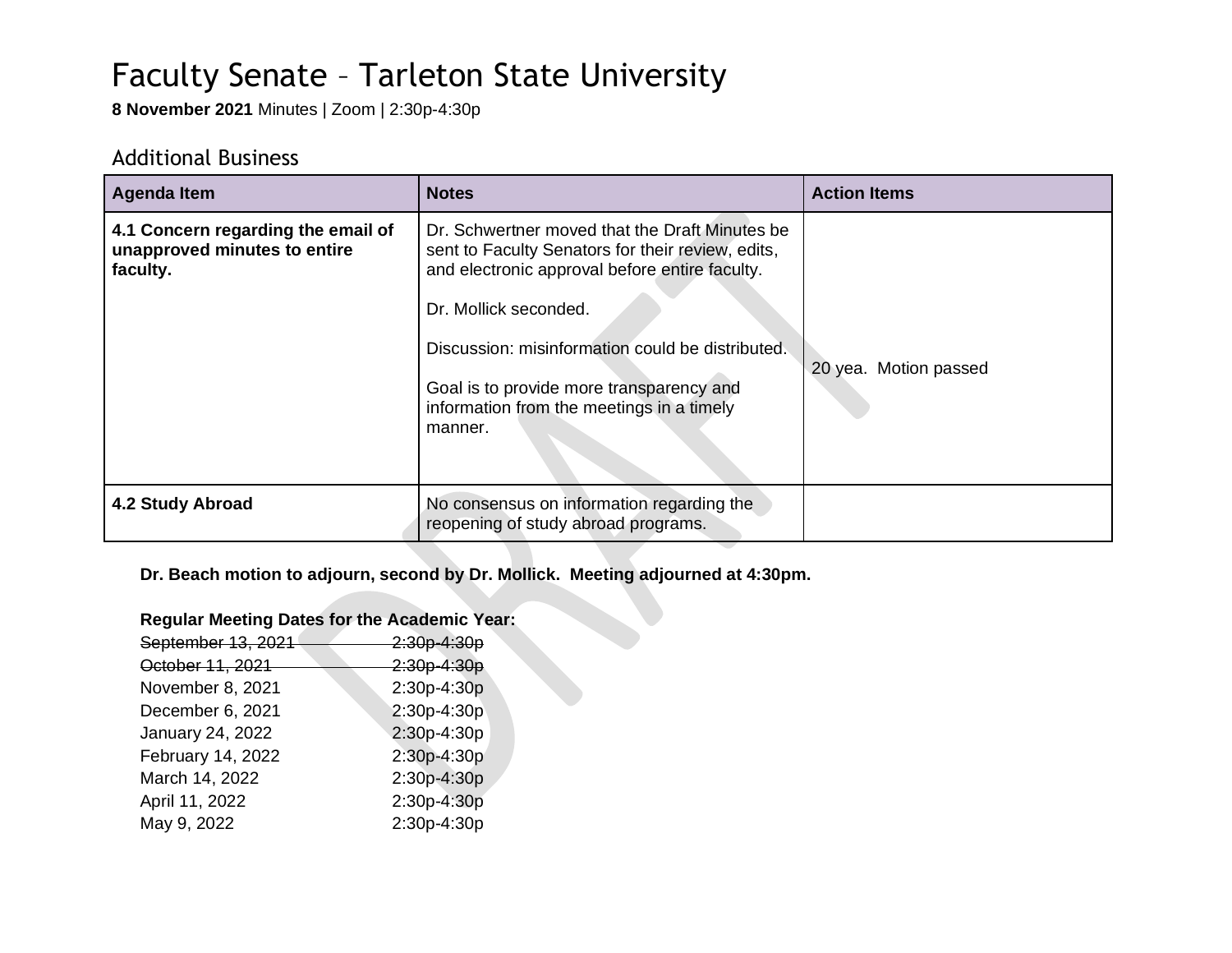# Faculty Senate – Tarleton State University

**8 November 2021** Minutes | Zoom | 2:30p-4:30p

## Additional Business

| Agenda Item | Notes | Action Items |
|---|---|---|
| **4.1 Concern regarding the email of unapproved minutes to entire faculty.** | Dr. Schwertner moved that the Draft Minutes be sent to Faculty Senators for their review, edits, and electronic approval before entire faculty.<br><br>Dr. Mollick seconded.<br><br>Discussion: misinformation could be distributed.<br><br>Goal is to provide more transparency and information from the meetings in a timely manner. | 20 yea. Motion passed |
| **4.2 Study Abroad** | No consensus on information regarding the reopening of study abroad programs. | |

**Dr. Beach motion to adjourn, second by Dr. Mollick. Meeting adjourned at 4:30pm.**

**Regular Meeting Dates for the Academic Year:**

~~September 13, 2021 2:30p-4:30p~~
~~October 11, 2021 2:30p-4:30p~~
November 8, 2021 2:30p-4:30p
December 6, 2021 2:30p-4:30p
January 24, 2022 2:30p-4:30p
February 14, 2022 2:30p-4:30p
March 14, 2022 2:30p-4:30p
April 11, 2022 2:30p-4:30p
May 9, 2022 2:30p-4:30p